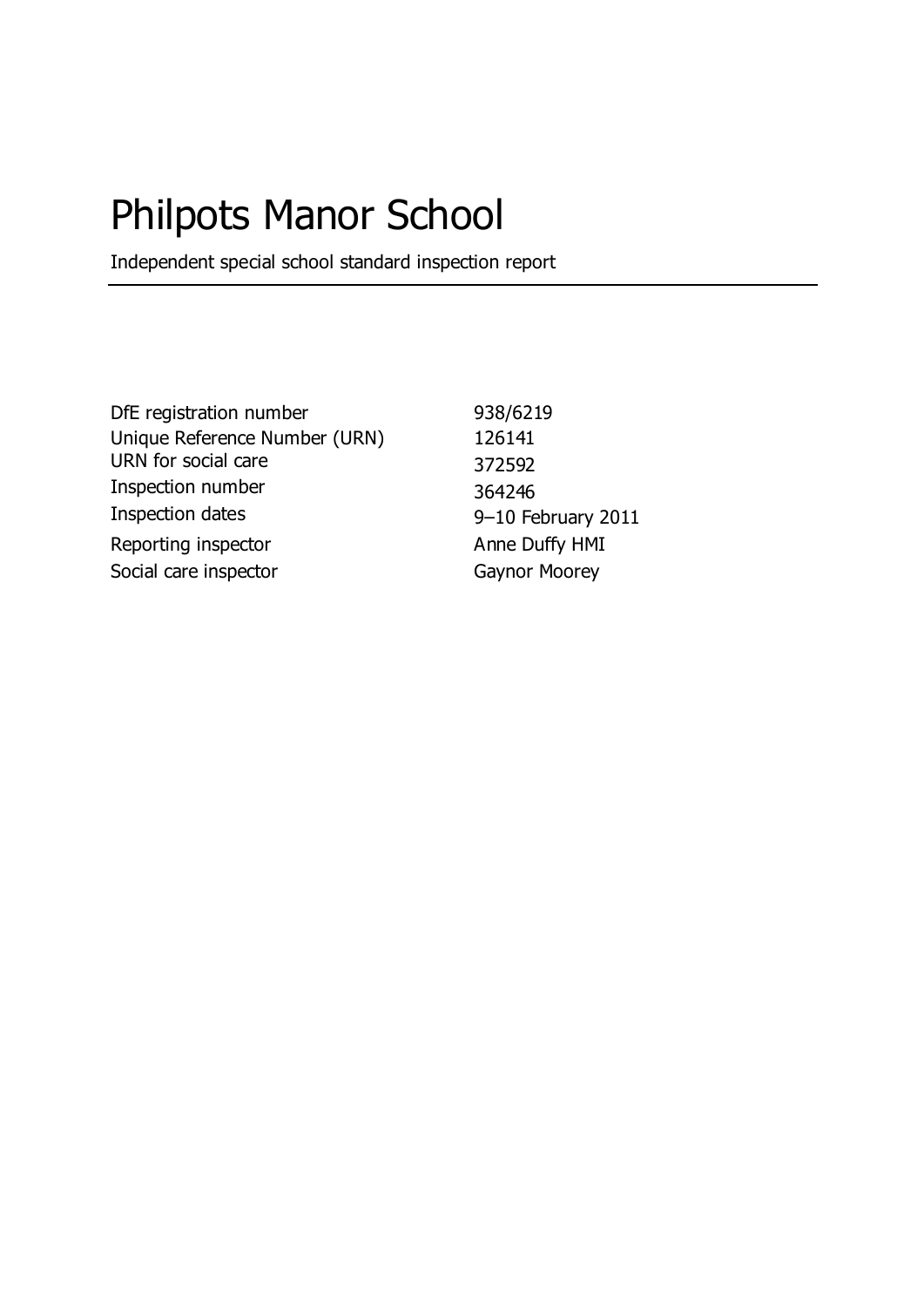# Philpots Manor School

Independent special school standard inspection report

---

| | |
|---|---|
| DfE registration number | 938/6219 |
| Unique Reference Number (URN) | 126141 |
| URN for social care | 372592 |
| Inspection number | 364246 |
| Inspection dates | 9–10 February 2011 |
| Reporting inspector | Anne Duffy HMI |
| Social care inspector | Gaynor Moorey |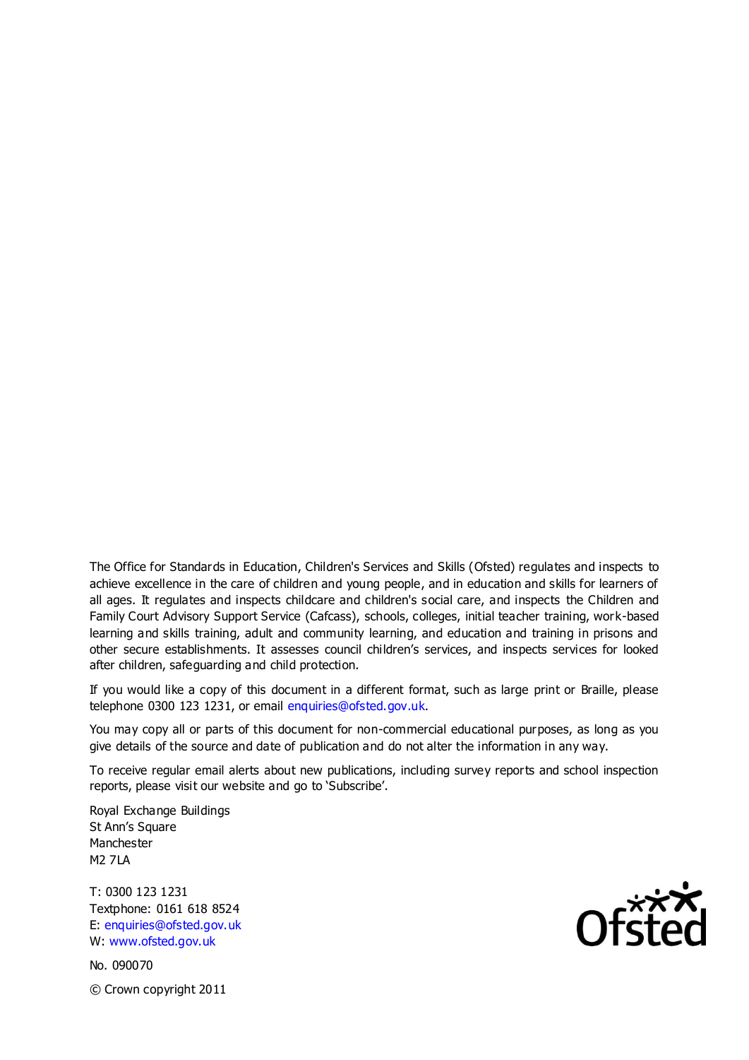The Office for Standards in Education, Children's Services and Skills (Ofsted) regulates and inspects to achieve excellence in the care of children and young people, and in education and skills for learners of all ages. It regulates and inspects childcare and children's social care, and inspects the Children and Family Court Advisory Support Service (Cafcass), schools, colleges, initial teacher training, work-based learning and skills training, adult and community learning, and education and training in prisons and other secure establishments. It assesses council children's services, and inspects services for looked after children, safeguarding and child protection.

If you would like a copy of this document in a different format, such as large print or Braille, please telephone 0300 123 1231, or email enquiries@ofsted.gov.uk.

You may copy all or parts of this document for non-commercial educational purposes, as long as you give details of the source and date of publication and do not alter the information in any way.

To receive regular email alerts about new publications, including survey reports and school inspection reports, please visit our website and go to 'Subscribe'.

Royal Exchange Buildings
St Ann's Square
Manchester
M2 7LA

T: 0300 123 1231
Textphone: 0161 618 8524
E: enquiries@ofsted.gov.uk
W: www.ofsted.gov.uk

No. 090070

© Crown copyright 2011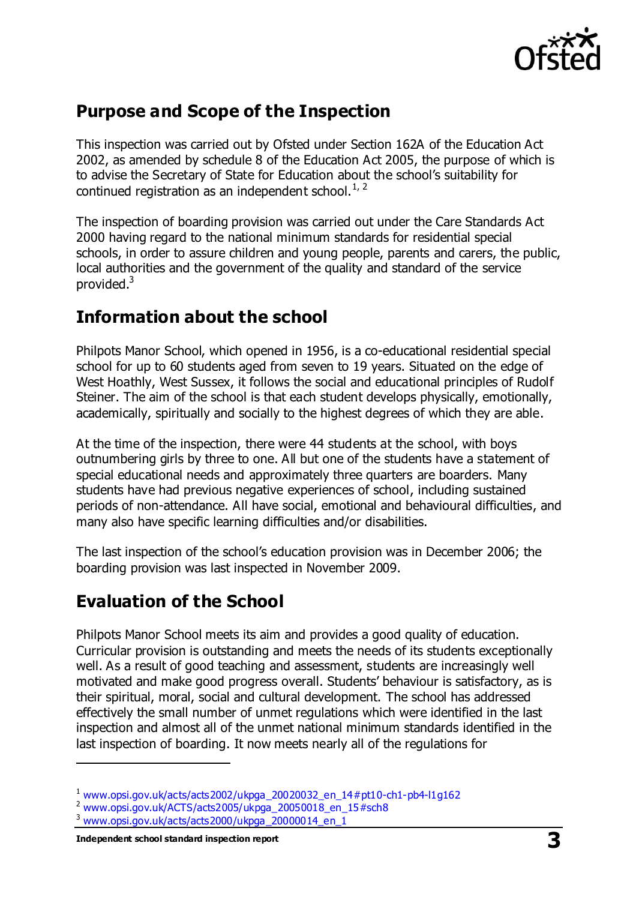## Purpose and Scope of the Inspection

This inspection was carried out by Ofsted under Section 162A of the Education Act 2002, as amended by schedule 8 of the Education Act 2005, the purpose of which is to advise the Secretary of State for Education about the school's suitability for continued registration as an independent school.[1, 2]

The inspection of boarding provision was carried out under the Care Standards Act 2000 having regard to the national minimum standards for residential special schools, in order to assure children and young people, parents and carers, the public, local authorities and the government of the quality and standard of the service provided.[3]

## Information about the school

Philpots Manor School, which opened in 1956, is a co-educational residential special school for up to 60 students aged from seven to 19 years. Situated on the edge of West Hoathly, West Sussex, it follows the social and educational principles of Rudolf Steiner. The aim of the school is that each student develops physically, emotionally, academically, spiritually and socially to the highest degrees of which they are able.

At the time of the inspection, there were 44 students at the school, with boys outnumbering girls by three to one. All but one of the students have a statement of special educational needs and approximately three quarters are boarders. Many students have had previous negative experiences of school, including sustained periods of non-attendance. All have social, emotional and behavioural difficulties, and many also have specific learning difficulties and/or disabilities.

The last inspection of the school's education provision was in December 2006; the boarding provision was last inspected in November 2009.

## Evaluation of the School

Philpots Manor School meets its aim and provides a good quality of education. Curricular provision is outstanding and meets the needs of its students exceptionally well. As a result of good teaching and assessment, students are increasingly well motivated and make good progress overall. Students' behaviour is satisfactory, as is their spiritual, moral, social and cultural development. The school has addressed effectively the small number of unmet regulations which were identified in the last inspection and almost all of the unmet national minimum standards identified in the last inspection of boarding. It now meets nearly all of the regulations for

---

[1] www.opsi.gov.uk/acts/acts2002/ukpga_20020032_en_14#pt10-ch1-pb4-l1g162

[2] www.opsi.gov.uk/ACTS/acts2005/ukpga_20050018_en_15#sch8

[3] www.opsi.gov.uk/acts/acts2000/ukpga_20000014_en_1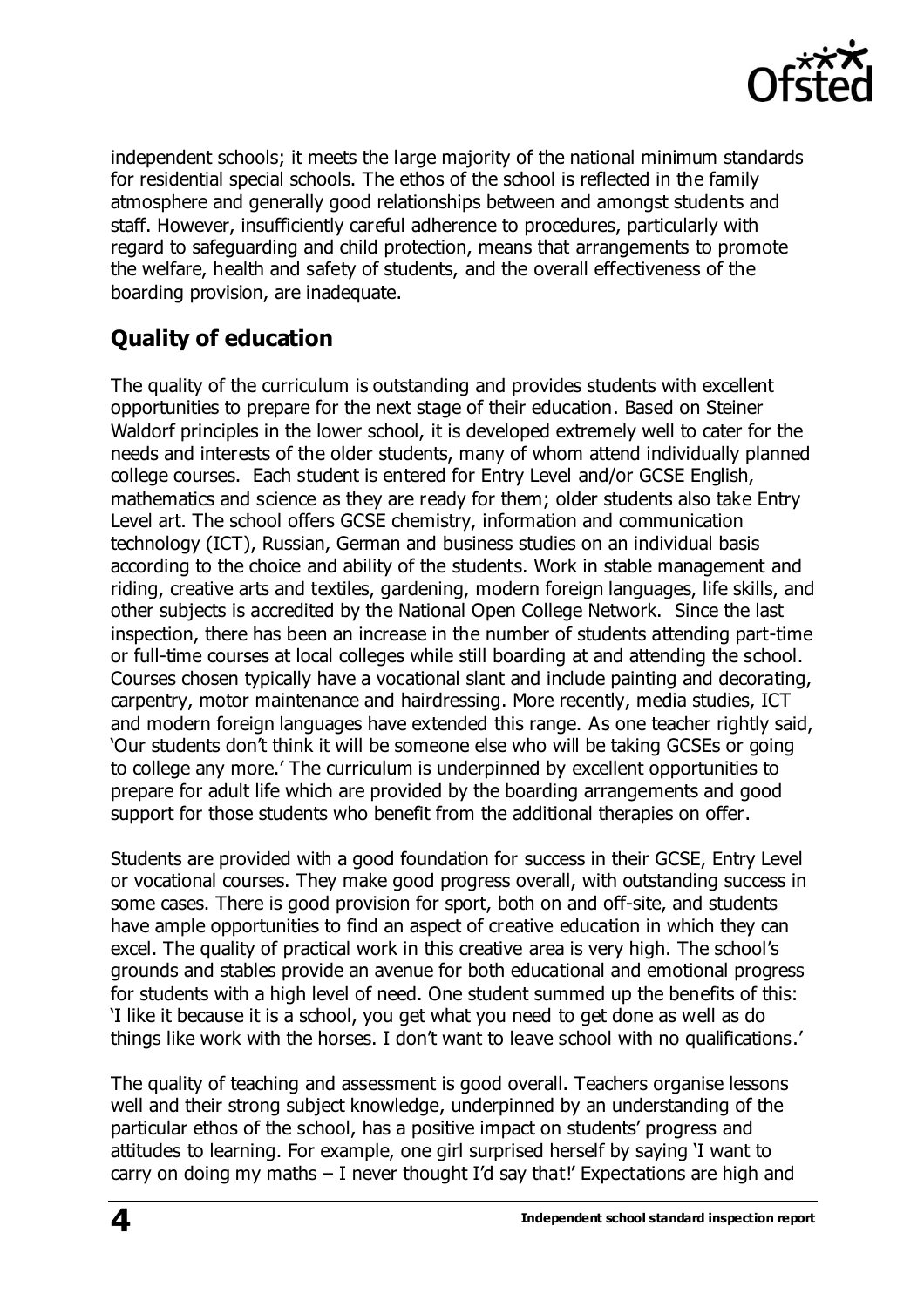independent schools; it meets the large majority of the national minimum standards for residential special schools. The ethos of the school is reflected in the family atmosphere and generally good relationships between and amongst students and staff. However, insufficiently careful adherence to procedures, particularly with regard to safeguarding and child protection, means that arrangements to promote the welfare, health and safety of students, and the overall effectiveness of the boarding provision, are inadequate.

## Quality of education

The quality of the curriculum is outstanding and provides students with excellent opportunities to prepare for the next stage of their education. Based on Steiner Waldorf principles in the lower school, it is developed extremely well to cater for the needs and interests of the older students, many of whom attend individually planned college courses. Each student is entered for Entry Level and/or GCSE English, mathematics and science as they are ready for them; older students also take Entry Level art. The school offers GCSE chemistry, information and communication technology (ICT), Russian, German and business studies on an individual basis according to the choice and ability of the students. Work in stable management and riding, creative arts and textiles, gardening, modern foreign languages, life skills, and other subjects is accredited by the National Open College Network. Since the last inspection, there has been an increase in the number of students attending part-time or full-time courses at local colleges while still boarding at and attending the school. Courses chosen typically have a vocational slant and include painting and decorating, carpentry, motor maintenance and hairdressing. More recently, media studies, ICT and modern foreign languages have extended this range. As one teacher rightly said, 'Our students don't think it will be someone else who will be taking GCSEs or going to college any more.' The curriculum is underpinned by excellent opportunities to prepare for adult life which are provided by the boarding arrangements and good support for those students who benefit from the additional therapies on offer.

Students are provided with a good foundation for success in their GCSE, Entry Level or vocational courses. They make good progress overall, with outstanding success in some cases. There is good provision for sport, both on and off-site, and students have ample opportunities to find an aspect of creative education in which they can excel. The quality of practical work in this creative area is very high. The school's grounds and stables provide an avenue for both educational and emotional progress for students with a high level of need. One student summed up the benefits of this: 'I like it because it is a school, you get what you need to get done as well as do things like work with the horses. I don't want to leave school with no qualifications.'

The quality of teaching and assessment is good overall. Teachers organise lessons well and their strong subject knowledge, underpinned by an understanding of the particular ethos of the school, has a positive impact on students' progress and attitudes to learning. For example, one girl surprised herself by saying 'I want to carry on doing my maths – I never thought I'd say that!' Expectations are high and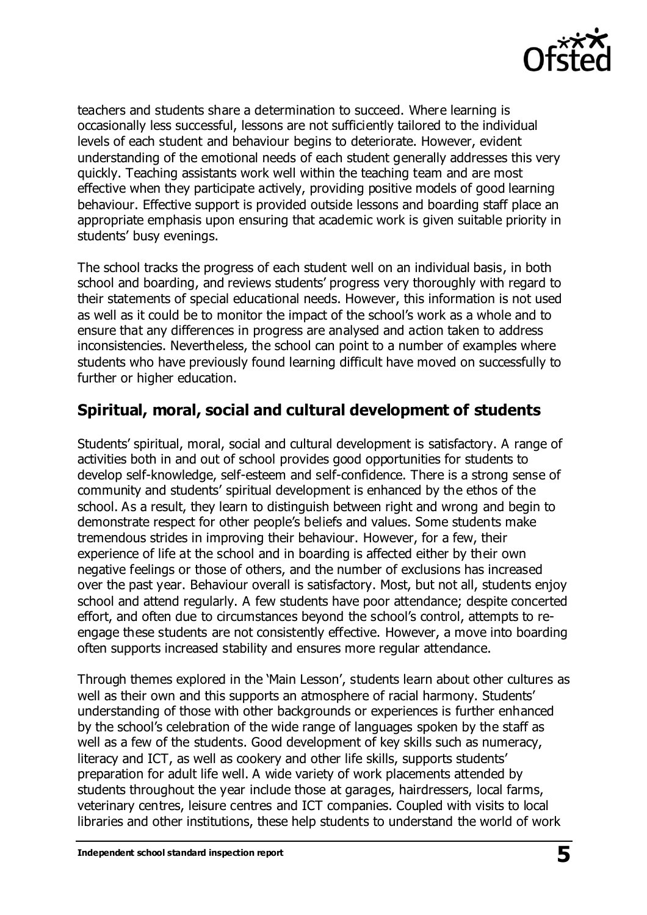teachers and students share a determination to succeed. Where learning is occasionally less successful, lessons are not sufficiently tailored to the individual levels of each student and behaviour begins to deteriorate. However, evident understanding of the emotional needs of each student generally addresses this very quickly. Teaching assistants work well within the teaching team and are most effective when they participate actively, providing positive models of good learning behaviour. Effective support is provided outside lessons and boarding staff place an appropriate emphasis upon ensuring that academic work is given suitable priority in students' busy evenings.

The school tracks the progress of each student well on an individual basis, in both school and boarding, and reviews students' progress very thoroughly with regard to their statements of special educational needs. However, this information is not used as well as it could be to monitor the impact of the school's work as a whole and to ensure that any differences in progress are analysed and action taken to address inconsistencies. Nevertheless, the school can point to a number of examples where students who have previously found learning difficult have moved on successfully to further or higher education.

## Spiritual, moral, social and cultural development of students

Students' spiritual, moral, social and cultural development is satisfactory. A range of activities both in and out of school provides good opportunities for students to develop self-knowledge, self-esteem and self-confidence. There is a strong sense of community and students' spiritual development is enhanced by the ethos of the school. As a result, they learn to distinguish between right and wrong and begin to demonstrate respect for other people's beliefs and values. Some students make tremendous strides in improving their behaviour. However, for a few, their experience of life at the school and in boarding is affected either by their own negative feelings or those of others, and the number of exclusions has increased over the past year. Behaviour overall is satisfactory. Most, but not all, students enjoy school and attend regularly. A few students have poor attendance; despite concerted effort, and often due to circumstances beyond the school's control, attempts to re-engage these students are not consistently effective. However, a move into boarding often supports increased stability and ensures more regular attendance.

Through themes explored in the 'Main Lesson', students learn about other cultures as well as their own and this supports an atmosphere of racial harmony. Students' understanding of those with other backgrounds or experiences is further enhanced by the school's celebration of the wide range of languages spoken by the staff as well as a few of the students. Good development of key skills such as numeracy, literacy and ICT, as well as cookery and other life skills, supports students' preparation for adult life well. A wide variety of work placements attended by students throughout the year include those at garages, hairdressers, local farms, veterinary centres, leisure centres and ICT companies. Coupled with visits to local libraries and other institutions, these help students to understand the world of work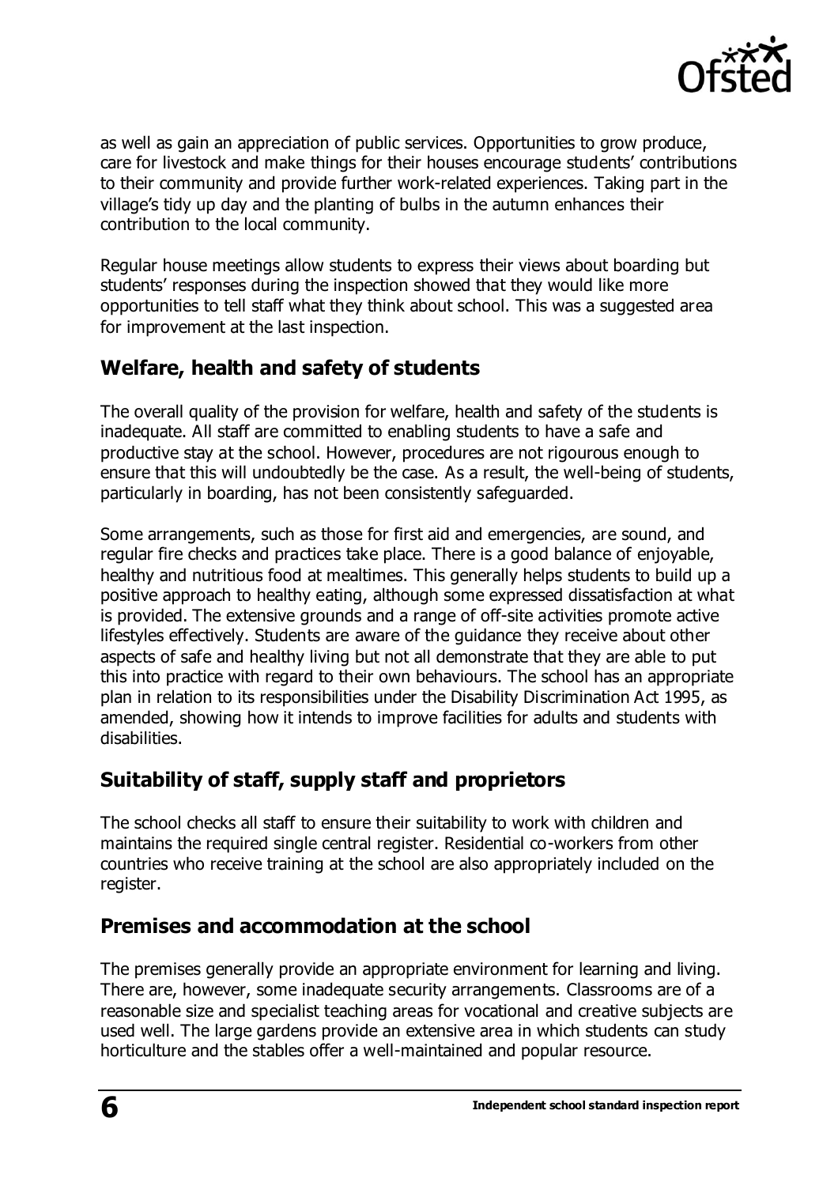as well as gain an appreciation of public services. Opportunities to grow produce, care for livestock and make things for their houses encourage students' contributions to their community and provide further work-related experiences. Taking part in the village's tidy up day and the planting of bulbs in the autumn enhances their contribution to the local community.

Regular house meetings allow students to express their views about boarding but students' responses during the inspection showed that they would like more opportunities to tell staff what they think about school. This was a suggested area for improvement at the last inspection.

## Welfare, health and safety of students

The overall quality of the provision for welfare, health and safety of the students is inadequate. All staff are committed to enabling students to have a safe and productive stay at the school. However, procedures are not rigourous enough to ensure that this will undoubtedly be the case. As a result, the well-being of students, particularly in boarding, has not been consistently safeguarded.

Some arrangements, such as those for first aid and emergencies, are sound, and regular fire checks and practices take place. There is a good balance of enjoyable, healthy and nutritious food at mealtimes. This generally helps students to build up a positive approach to healthy eating, although some expressed dissatisfaction at what is provided. The extensive grounds and a range of off-site activities promote active lifestyles effectively. Students are aware of the guidance they receive about other aspects of safe and healthy living but not all demonstrate that they are able to put this into practice with regard to their own behaviours. The school has an appropriate plan in relation to its responsibilities under the Disability Discrimination Act 1995, as amended, showing how it intends to improve facilities for adults and students with disabilities.

## Suitability of staff, supply staff and proprietors

The school checks all staff to ensure their suitability to work with children and maintains the required single central register. Residential co-workers from other countries who receive training at the school are also appropriately included on the register.

## Premises and accommodation at the school

The premises generally provide an appropriate environment for learning and living. There are, however, some inadequate security arrangements. Classrooms are of a reasonable size and specialist teaching areas for vocational and creative subjects are used well. The large gardens provide an extensive area in which students can study horticulture and the stables offer a well-maintained and popular resource.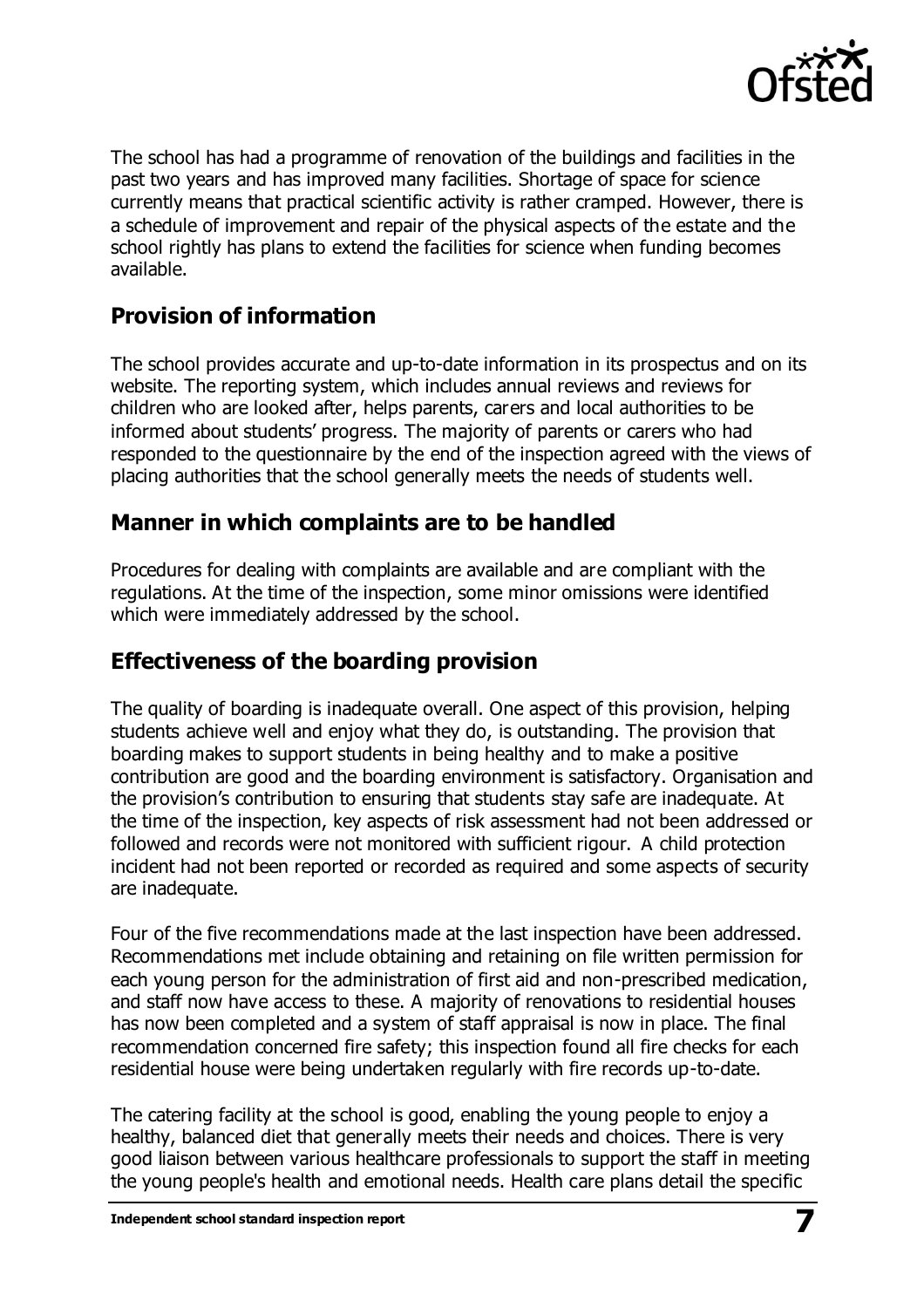The school has had a programme of renovation of the buildings and facilities in the past two years and has improved many facilities. Shortage of space for science currently means that practical scientific activity is rather cramped. However, there is a schedule of improvement and repair of the physical aspects of the estate and the school rightly has plans to extend the facilities for science when funding becomes available.

## Provision of information

The school provides accurate and up-to-date information in its prospectus and on its website. The reporting system, which includes annual reviews and reviews for children who are looked after, helps parents, carers and local authorities to be informed about students' progress. The majority of parents or carers who had responded to the questionnaire by the end of the inspection agreed with the views of placing authorities that the school generally meets the needs of students well.

## Manner in which complaints are to be handled

Procedures for dealing with complaints are available and are compliant with the regulations. At the time of the inspection, some minor omissions were identified which were immediately addressed by the school.

## Effectiveness of the boarding provision

The quality of boarding is inadequate overall. One aspect of this provision, helping students achieve well and enjoy what they do, is outstanding. The provision that boarding makes to support students in being healthy and to make a positive contribution are good and the boarding environment is satisfactory. Organisation and the provision's contribution to ensuring that students stay safe are inadequate. At the time of the inspection, key aspects of risk assessment had not been addressed or followed and records were not monitored with sufficient rigour. A child protection incident had not been reported or recorded as required and some aspects of security are inadequate.

Four of the five recommendations made at the last inspection have been addressed. Recommendations met include obtaining and retaining on file written permission for each young person for the administration of first aid and non-prescribed medication, and staff now have access to these. A majority of renovations to residential houses has now been completed and a system of staff appraisal is now in place. The final recommendation concerned fire safety; this inspection found all fire checks for each residential house were being undertaken regularly with fire records up-to-date.

The catering facility at the school is good, enabling the young people to enjoy a healthy, balanced diet that generally meets their needs and choices. There is very good liaison between various healthcare professionals to support the staff in meeting the young people's health and emotional needs. Health care plans detail the specific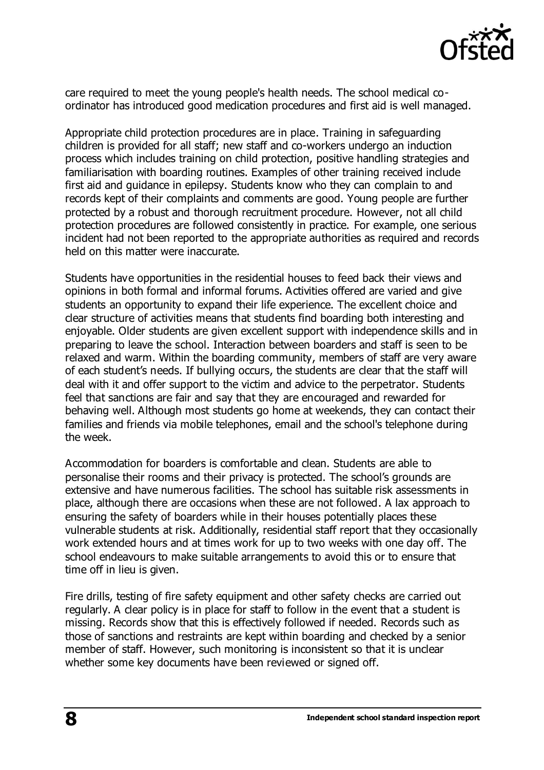care required to meet the young people's health needs. The school medical co-ordinator has introduced good medication procedures and first aid is well managed.

Appropriate child protection procedures are in place. Training in safeguarding children is provided for all staff; new staff and co-workers undergo an induction process which includes training on child protection, positive handling strategies and familiarisation with boarding routines. Examples of other training received include first aid and guidance in epilepsy. Students know who they can complain to and records kept of their complaints and comments are good. Young people are further protected by a robust and thorough recruitment procedure. However, not all child protection procedures are followed consistently in practice. For example, one serious incident had not been reported to the appropriate authorities as required and records held on this matter were inaccurate.

Students have opportunities in the residential houses to feed back their views and opinions in both formal and informal forums. Activities offered are varied and give students an opportunity to expand their life experience. The excellent choice and clear structure of activities means that students find boarding both interesting and enjoyable. Older students are given excellent support with independence skills and in preparing to leave the school. Interaction between boarders and staff is seen to be relaxed and warm. Within the boarding community, members of staff are very aware of each student's needs. If bullying occurs, the students are clear that the staff will deal with it and offer support to the victim and advice to the perpetrator. Students feel that sanctions are fair and say that they are encouraged and rewarded for behaving well. Although most students go home at weekends, they can contact their families and friends via mobile telephones, email and the school's telephone during the week.

Accommodation for boarders is comfortable and clean. Students are able to personalise their rooms and their privacy is protected. The school's grounds are extensive and have numerous facilities. The school has suitable risk assessments in place, although there are occasions when these are not followed. A lax approach to ensuring the safety of boarders while in their houses potentially places these vulnerable students at risk. Additionally, residential staff report that they occasionally work extended hours and at times work for up to two weeks with one day off. The school endeavours to make suitable arrangements to avoid this or to ensure that time off in lieu is given.

Fire drills, testing of fire safety equipment and other safety checks are carried out regularly. A clear policy is in place for staff to follow in the event that a student is missing. Records show that this is effectively followed if needed. Records such as those of sanctions and restraints are kept within boarding and checked by a senior member of staff. However, such monitoring is inconsistent so that it is unclear whether some key documents have been reviewed or signed off.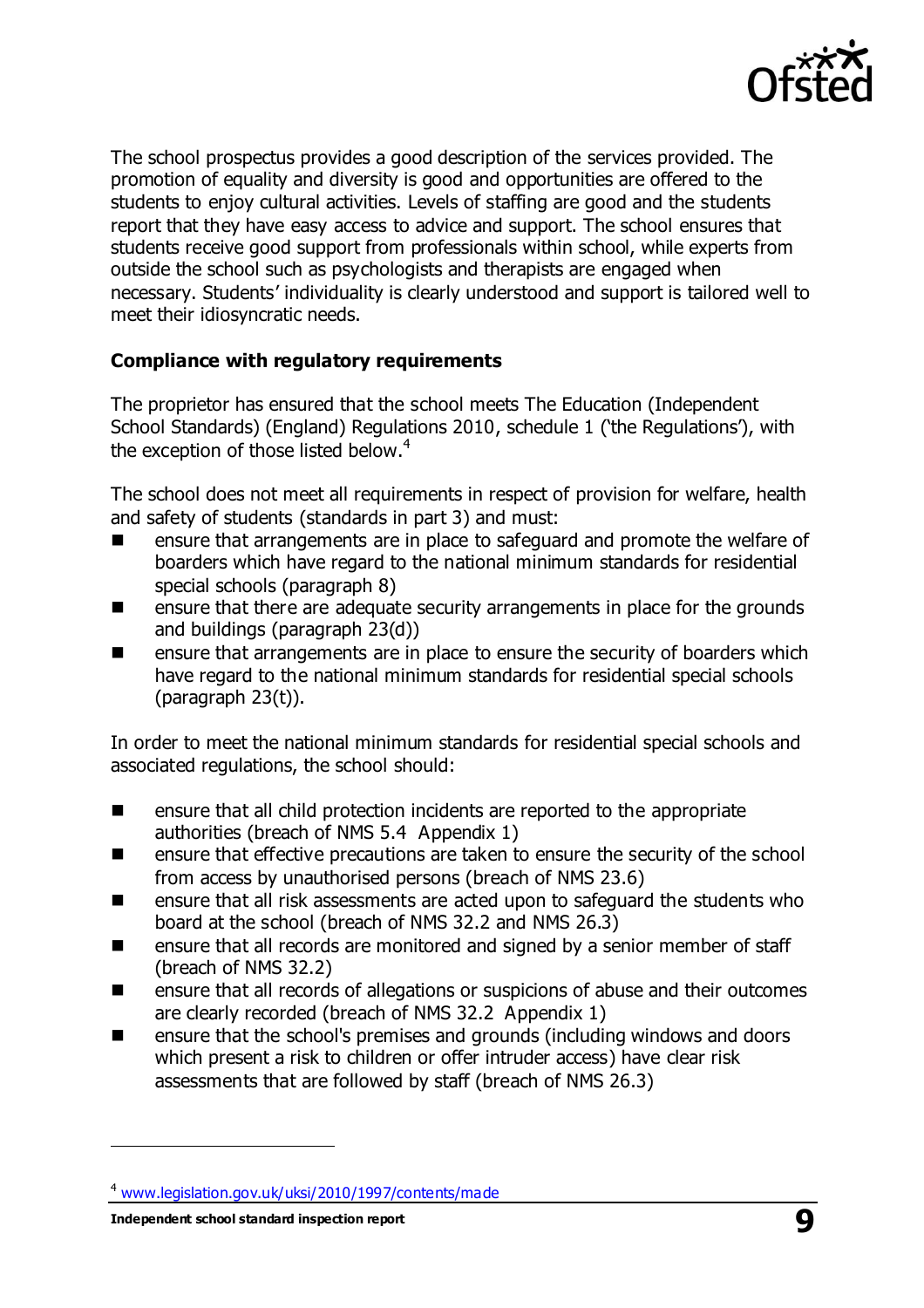The school prospectus provides a good description of the services provided. The promotion of equality and diversity is good and opportunities are offered to the students to enjoy cultural activities. Levels of staffing are good and the students report that they have easy access to advice and support. The school ensures that students receive good support from professionals within school, while experts from outside the school such as psychologists and therapists are engaged when necessary. Students' individuality is clearly understood and support is tailored well to meet their idiosyncratic needs.

**Compliance with regulatory requirements**

The proprietor has ensured that the school meets The Education (Independent School Standards) (England) Regulations 2010, schedule 1 ('the Regulations'), with the exception of those listed below.[4]

The school does not meet all requirements in respect of provision for welfare, health and safety of students (standards in part 3) and must:

- ensure that arrangements are in place to safeguard and promote the welfare of boarders which have regard to the national minimum standards for residential special schools (paragraph 8)
- ensure that there are adequate security arrangements in place for the grounds and buildings (paragraph 23(d))
- ensure that arrangements are in place to ensure the security of boarders which have regard to the national minimum standards for residential special schools (paragraph 23(t)).

In order to meet the national minimum standards for residential special schools and associated regulations, the school should:

- ensure that all child protection incidents are reported to the appropriate authorities (breach of NMS 5.4 Appendix 1)
- ensure that effective precautions are taken to ensure the security of the school from access by unauthorised persons (breach of NMS 23.6)
- ensure that all risk assessments are acted upon to safeguard the students who board at the school (breach of NMS 32.2 and NMS 26.3)
- ensure that all records are monitored and signed by a senior member of staff (breach of NMS 32.2)
- ensure that all records of allegations or suspicions of abuse and their outcomes are clearly recorded (breach of NMS 32.2 Appendix 1)
- ensure that the school's premises and grounds (including windows and doors which present a risk to children or offer intruder access) have clear risk assessments that are followed by staff (breach of NMS 26.3)

[4] www.legislation.gov.uk/uksi/2010/1997/contents/made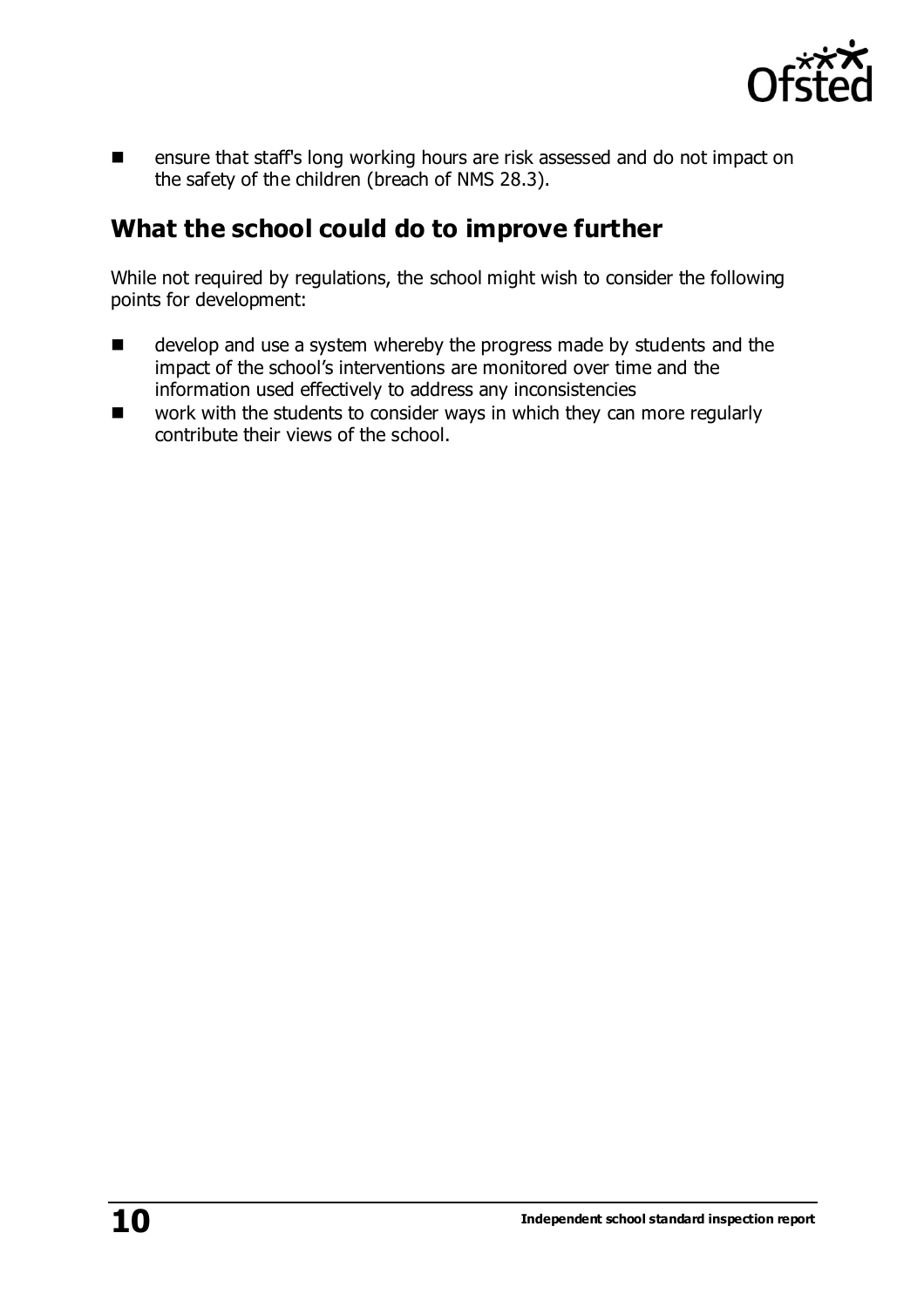- ensure that staff's long working hours are risk assessed and do not impact on the safety of the children (breach of NMS 28.3).

## What the school could do to improve further

While not required by regulations, the school might wish to consider the following points for development:

- develop and use a system whereby the progress made by students and the impact of the school's interventions are monitored over time and the information used effectively to address any inconsistencies
- work with the students to consider ways in which they can more regularly contribute their views of the school.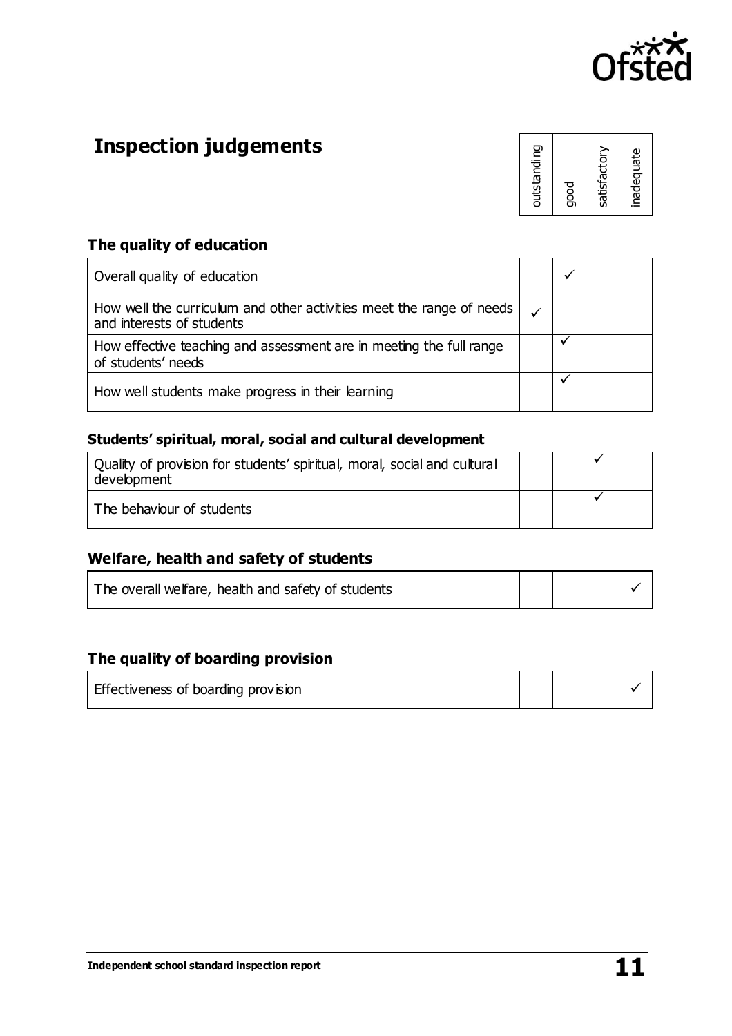## Inspection judgements

| | outstanding | good | satisfactory | inadequate |
|---|---|---|---|---|

### The quality of education

| | outstanding | good | satisfactory | inadequate |
|---|---|---|---|---|
| Overall quality of education | | ✓ | | |
| How well the curriculum and other activities meet the range of needs and interests of students | ✓ | | | |
| How effective teaching and assessment are in meeting the full range of students' needs | | ✓ | | |
| How well students make progress in their learning | | ✓ | | |

### Students' spiritual, moral, social and cultural development

| | outstanding | good | satisfactory | inadequate |
|---|---|---|---|---|
| Quality of provision for students' spiritual, moral, social and cultural development | | | ✓ | |
| The behaviour of students | | | ✓ | |

### Welfare, health and safety of students

| | outstanding | good | satisfactory | inadequate |
|---|---|---|---|---|
| The overall welfare, health and safety of students | | | | ✓ |

### The quality of boarding provision

| | outstanding | good | satisfactory | inadequate |
|---|---|---|---|---|
| Effectiveness of boarding provision | | | | ✓ |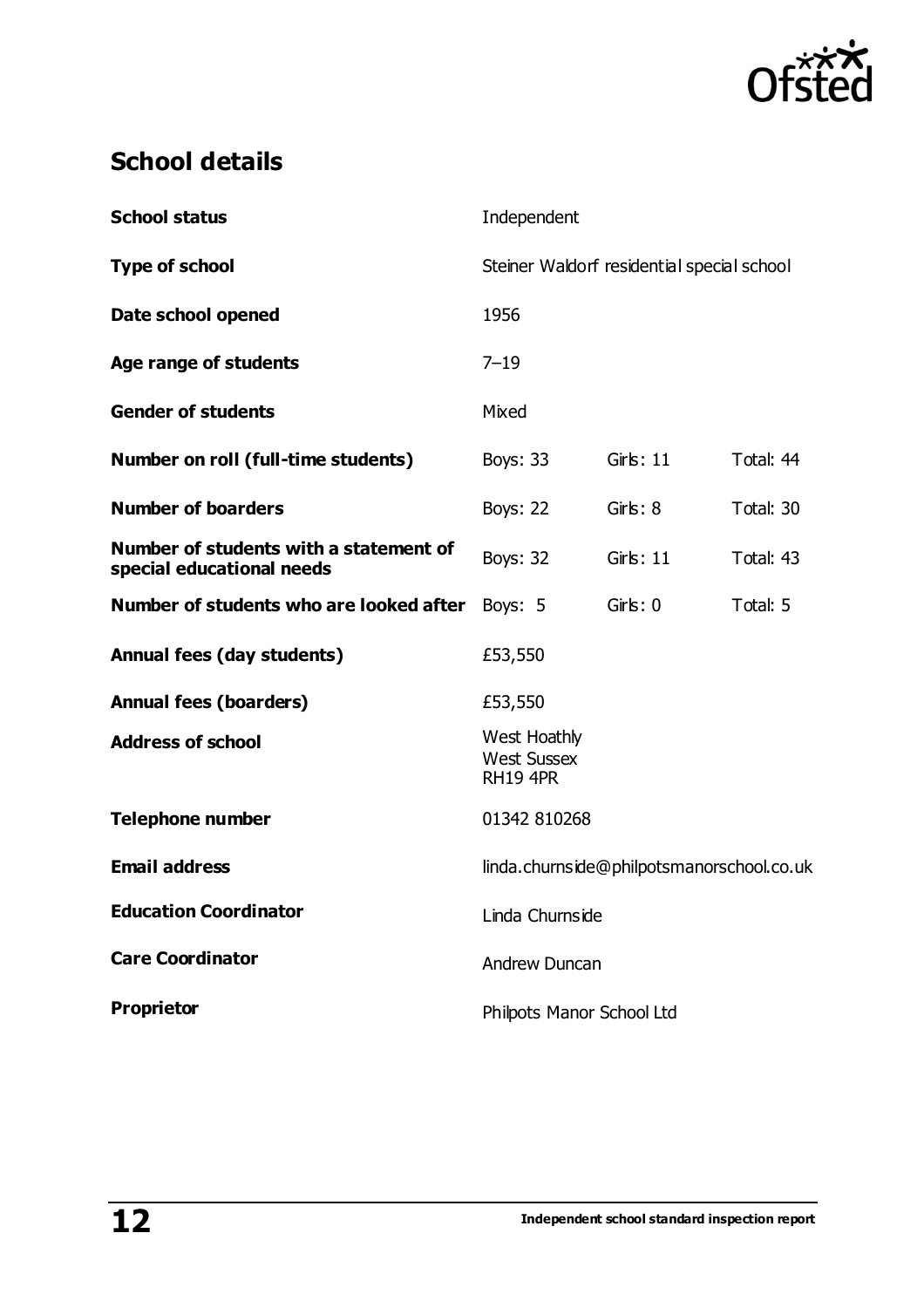## School details

| | | | |
|---|---|---|---|
| **School status** | Independent | | |
| **Type of school** | Steiner Waldorf residential special school | | |
| **Date school opened** | 1956 | | |
| **Age range of students** | 7–19 | | |
| **Gender of students** | Mixed | | |
| **Number on roll (full-time students)** | Boys: 33 | Girls: 11 | Total: 44 |
| **Number of boarders** | Boys: 22 | Girls: 8 | Total: 30 |
| **Number of students with a statement of special educational needs** | Boys: 32 | Girls: 11 | Total: 43 |
| **Number of students who are looked after** | Boys: 5 | Girls: 0 | Total: 5 |
| **Annual fees (day students)** | £53,550 | | |
| **Annual fees (boarders)** | £53,550 | | |
| **Address of school** | West Hoathly<br>West Sussex<br>RH19 4PR | | |
| **Telephone number** | 01342 810268 | | |
| **Email address** | linda.churnside@philpotsmanorschool.co.uk | | |
| **Education Coordinator** | Linda Churnside | | |
| **Care Coordinator** | Andrew Duncan | | |
| **Proprietor** | Philpots Manor School Ltd | | |